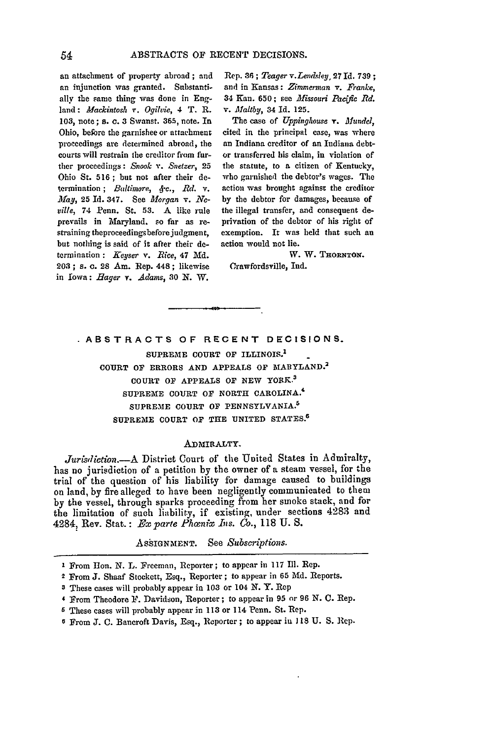an attachment of property abroad; and an injunction was granted. Substantially the same thing was done in England: *Mackintosh* v. *Ogilvie*, 4 T. R. 103, note; s. c. 3 Swanst. 365, note. In Ohio, before the garnishee or attachment proceedings are determined abroad, the courts will restrain the creditor from further proceedings: *Snook* v. *Snetzer*, 25 Ohio St. 516; but not after their determination; *Baltimore, &c., Rd.* v. *May*, 25 Id. 347. See *Morgan* v. *Neville*, 74 Penn. St. 53. A like rule prevails in Maryland. so far as restraining theproceedingsbefore judgment, but nothing is said of it after their determination: *Keyser* v. *Rice*, 47 Md. 203; s. c. 28 Am. Rep. 448; likewise in Iowa: *Hager* v. *Adams*, 30 N. W. Rep. 36; *Teager* v. *Lendsley*, 27 Id. 739; and in Kansas: *Zimmerman* v. *Franke*, 34 Kan. 650; see *Missouri Pacific Rd.* v. *Maltby*, 34 Id. 125.

The case of *Uppinghouse* v. *Mundel*, cited in the principal case, was where an Indiana creditor of an Indiana debtor transferred his claim, in violation of the statute, to a citizen of Kentucky, who garnished the debtor's wages. The action was brought against the creditor by the debtor for damages, because of the illegal transfer, and consequent deprivation of the debtor of his right of exemption. It was held that such an action would not lie.

W. W. THORNTON.

Crawfordsville, Ind.

---

# ABSTRACTS OF RECENT DECISIONS.

SUPREME COURT OF ILLINOIS.[1]

COURT OF ERRORS AND APPEALS OF MARYLAND.[2]

COURT OF APPEALS OF NEW YORK.[3]

SUPREME COURT OF NORTH CAROLINA.[4]

SUPREME COURT OF PENNSYLVANIA.[5]

SUPREME COURT OF THE UNITED STATES.[6]

## ADMIRALTY.

*Jurisdiction*.—A District Court of the United States in Admiralty, has no jurisdiction of a petition by the owner of a steam vessel, for the trial of the question of his liability for damage caused to buildings on land, by fire alleged to have been negligently communicated to them by the vessel, through sparks proceeding from her smoke stack, and for the limitation of such liability, if existing, under sections 4283 and 4284, Rev. Stat.: *Ex parte Phœnix Ins. Co.*, 118 U. S.

ASSIGNMENT. See *Subscriptions*.

---

[1] From Hon. N. L. Freeman, Reporter; to appear in 117 Ill. Rep.

[2] From J. Shaaf Stockett, Esq., Reporter; to appear in 65 Md. Reports.

[3] These cases will probably appear in 103 or 104 N. Y. Rep

[4] From Theodore F. Davidson, Reporter; to appear in 95 or 96 N. C. Rep.

[5] These cases will probably appear in 113 or 114 Penn. St. Rep.

[6] From J. C. Bancroft Davis, Esq., Reporter; to appear in 118 U. S. Rep.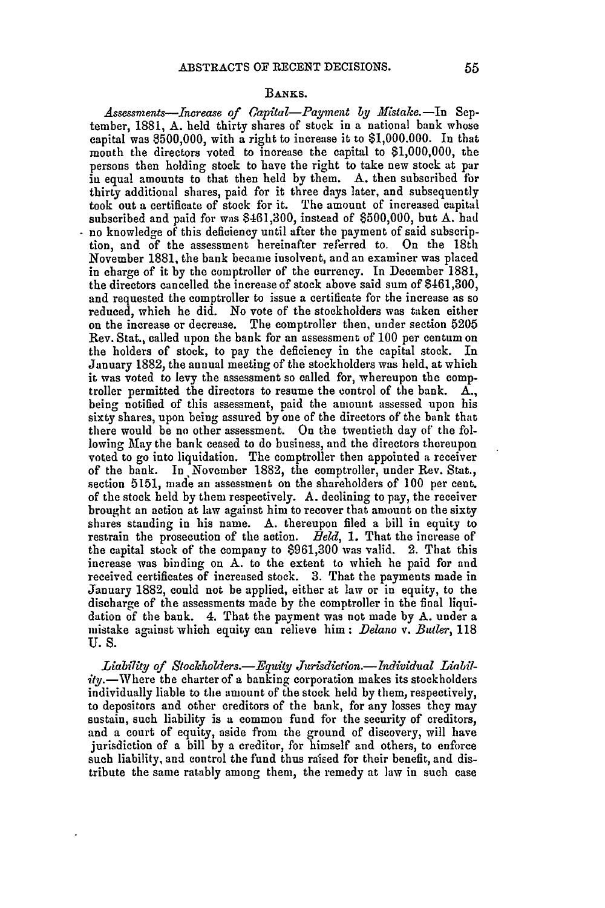## BANKS.

*Assessments—Increase of Capital—Payment by Mistake.*—In September, 1881, A. held thirty shares of stock in a national bank whose capital was $500,000, with a right to increase it to $1,000.000. In that month the directors voted to increase the capital to $1,000,000, the persons then holding stock to have the right to take new stock at par in equal amounts to that then held by them. A. then subscribed for thirty additional shares, paid for it three days later, and subsequently took out a certificate of stock for it. The amount of increased capital subscribed and paid for was $461,300, instead of $500,000, but A. had no knowledge of this deficiency until after the payment of said subscription, and of the assessment hereinafter referred to. On the 18th November 1881, the bank became insolvent, and an examiner was placed in charge of it by the comptroller of the currency. In December 1881, the directors cancelled the increase of stock above said sum of $461,300, and requested the comptroller to issue a certificate for the increase as so reduced, which he did. No vote of the stockholders was taken either on the increase or decrease. The comptroller then, under section 5205 Rev. Stat., called upon the bank for an assessment of 100 per centum on the holders of stock, to pay the deficiency in the capital stock. In January 1882, the annual meeting of the stockholders was held, at which it was voted to levy the assessment so called for, whereupon the comptroller permitted the directors to resume the control of the bank. A., being notified of this assessment, paid the amount assessed upon his sixty shares, upon being assured by one of the directors of the bank that there would be no other assessment. On the twentieth day of the following May the bank ceased to do business, and the directors thereupon voted to go into liquidation. The comptroller then appointed a receiver of the bank. In November 1882, the comptroller, under Rev. Stat., section 5151, made an assessment on the shareholders of 100 per cent. of the stock held by them respectively. A. declining to pay, the receiver brought an action at law against him to recover that amount on the sixty shares standing in his name. A. thereupon filed a bill in equity to restrain the prosecution of the action. *Held*, 1. That the increase of the capital stock of the company to $961,300 was valid. 2. That this increase was binding on A. to the extent to which he paid for and received certificates of increased stock. 3. That the payments made in January 1882, could not be applied, either at law or in equity, to the discharge of the assessments made by the comptroller in the final liquidation of the bank. 4. That the payment was not made by A. under a mistake against which equity can relieve him: *Delano* v. *Butler*, 118 U. S.

*Liability of Stockholders.—Equity Jurisdiction.—Individual Liability.*—Where the charter of a banking corporation makes its stockholders individually liable to the amount of the stock held by them, respectively, to depositors and other creditors of the bank, for any losses they may sustain, such liability is a common fund for the security of creditors, and a court of equity, aside from the ground of discovery, will have jurisdiction of a bill by a creditor, for himself and others, to enforce such liability, and control the fund thus raised for their benefit, and distribute the same ratably among them, the remedy at law in such case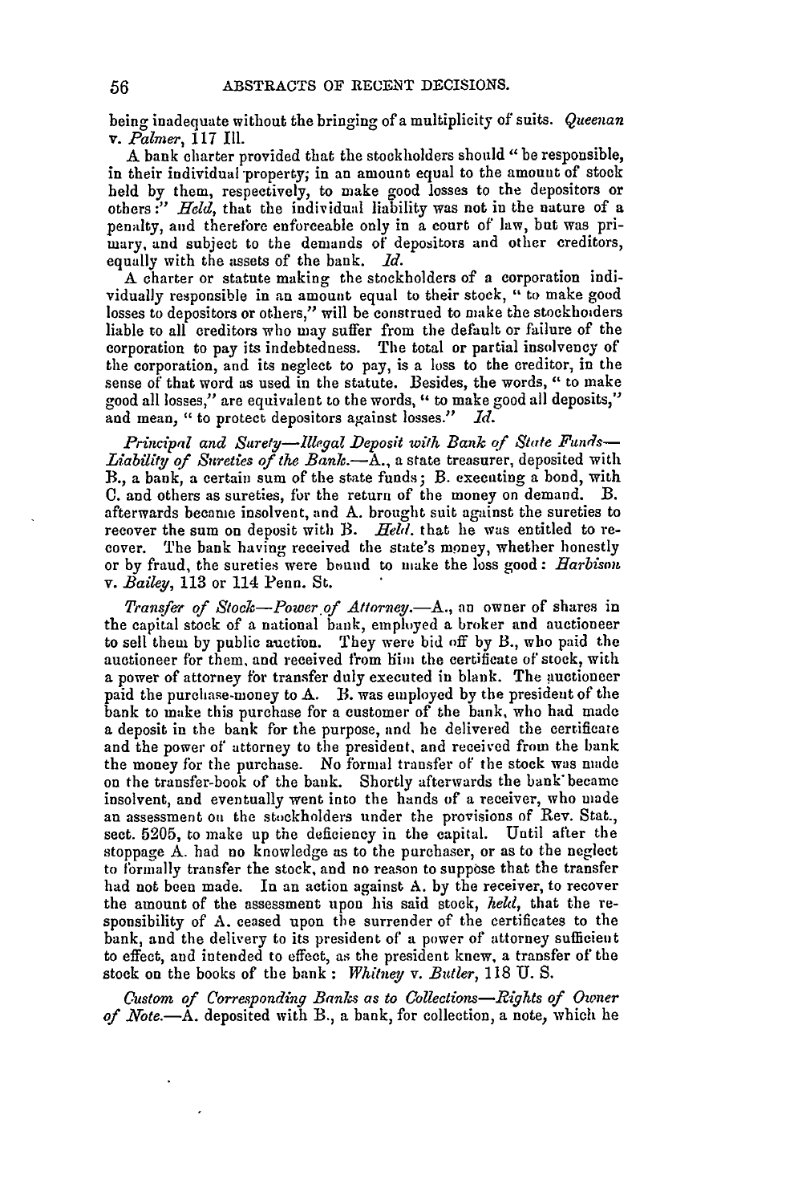being inadequate without the bringing of a multiplicity of suits. *Queenan v. Palmer*, 117 Ill.

A bank charter provided that the stockholders should "be responsible, in their individual property, in an amount equal to the amount of stock held by them, respectively, to make good losses to the depositors or others:" *Held*, that the individual liability was not in the nature of a penalty, and therefore enforceable only in a court of law, but was primary, and subject to the demands of depositors and other creditors, equally with the assets of the bank. *Id.*

A charter or statute making the stockholders of a corporation individually responsible in an amount equal to their stock, "to make good losses to depositors or others," will be construed to make the stockholders liable to all creditors who may suffer from the default or failure of the corporation to pay its indebtedness. The total or partial insolvency of the corporation, and its neglect to pay, is a loss to the creditor, in the sense of that word as used in the statute. Besides, the words, "to make good all losses," are equivalent to the words, "to make good all deposits," and mean, "to protect depositors against losses." *Id.*

*Principal and Surety—Illegal Deposit with Bank of State Funds—Liability of Sureties of the Bank.*—A., a state treasurer, deposited with B., a bank, a certain sum of the state funds; B. executing a bond, with C. and others as sureties, for the return of the money on demand. B. afterwards became insolvent, and A. brought suit against the sureties to recover the sum on deposit with B. *Held*, that he was entitled to recover. The bank having received the state's money, whether honestly or by fraud, the sureties were bound to make the loss good: *Harbison v. Bailey*, 113 or 114 Penn. St.

*Transfer of Stock—Power of Attorney.*—A., an owner of shares in the capital stock of a national bank, employed a broker and auctioneer to sell them by public auction. They were bid off by B., who paid the auctioneer for them, and received from him the certificate of stock, with a power of attorney for transfer duly executed in blank. The auctioneer paid the purchase-money to A. B. was employed by the president of the bank to make this purchase for a customer of the bank, who had made a deposit in the bank for the purpose, and he delivered the certificate and the power of attorney to the president, and received from the bank the money for the purchase. No formal transfer of the stock was made on the transfer-book of the bank. Shortly afterwards the bank became insolvent, and eventually went into the hands of a receiver, who made an assessment on the stockholders under the provisions of Rev. Stat., sect. 5205, to make up the deficiency in the capital. Until after the stoppage A. had no knowledge as to the purchaser, or as to the neglect to formally transfer the stock, and no reason to suppose that the transfer had not been made. In an action against A. by the receiver, to recover the amount of the assessment upon his said stock, *held*, that the responsibility of A. ceased upon the surrender of the certificates to the bank, and the delivery to its president of a power of attorney sufficient to effect, and intended to effect, as the president knew, a transfer of the stock on the books of the bank: *Whitney v. Butler*, 118 U. S.

*Custom of Corresponding Banks as to Collections—Rights of Owner of Note.*—A. deposited with B., a bank, for collection, a note, which he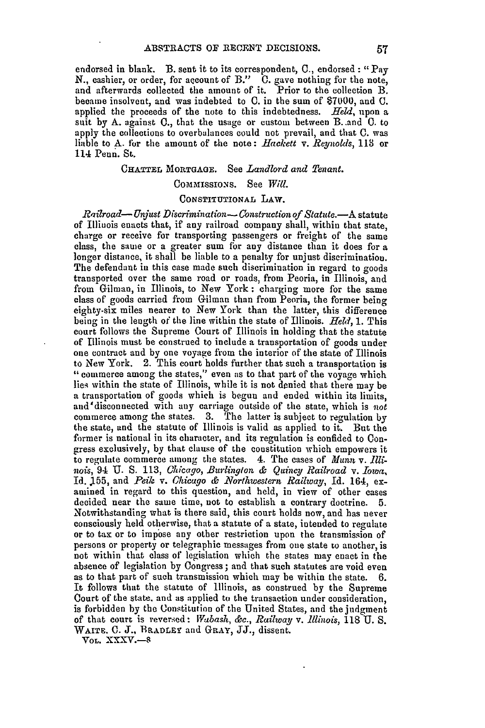endorsed in blank. B. sent it to its correspondent, C., endorsed: "Pay N., cashier, or order, for account of B." C. gave nothing for the note, and afterwards collected the amount of it. Prior to the collection B. became insolvent, and was indebted to C. in the sum of $7000, and C. applied the proceeds of the note to this indebtedness. *Held*, upon a suit by A. against C., that the usage or custom between B. and C. to apply the collections to overbalances could not prevail, and that C. was liable to A. for the amount of the note: *Hackett* v. *Reynolds*, 113 or 114 Penn. St.

CHATTEL MORTGAGE. See *Landlord and Tenant*.

COMMISSIONS. See *Will*.

CONSTITUTIONAL LAW.

*Railroad—Unjust Discrimination—Construction of Statute.*—A statute of Illinois enacts that, if any railroad company shall, within that state, charge or receive for transporting passengers or freight of the same class, the same or a greater sum for any distance than it does for a longer distance, it shall be liable to a penalty for unjust discrimination. The defendant in this case made such discrimination in regard to goods transported over the same road or roads, from Peoria, in Illinois, and from Gilman, in Illinois, to New York: charging more for the same class of goods carried from Gilman than from Peoria, the former being eighty-six miles nearer to New York than the latter, this difference being in the length of the line within the state of Illinois. *Held*, 1. This court follows the Supreme Court of Illinois in holding that the statute of Illinois must be construed to include a transportation of goods under one contract and by one voyage from the interior of the state of Illinois to New York. 2. This court holds further that such a transportation is "commerce among the states," even as to that part of the voyage which lies within the state of Illinois, while it is not denied that there may be a transportation of goods which is begun and ended within its limits, and disconnected with any carriage outside of the state, which is *not* commerce among the states. 3. The latter is subject to regulation by the state, and the statute of Illinois is valid as applied to it. But the former is national in its character, and its regulation is confided to Congress exclusively, by that clause of the constitution which empowers it to regulate commerce among the states. 4. The cases of *Munn* v. *Illinois*, 94 U. S. 113, *Chicago, Burlington & Quincy Railroad* v. *Iowa*, Id. 155, and *Peik* v. *Chicago & Northwestern Railway*, Id. 164, examined in regard to this question, and held, in view of other cases decided near the same time, not to establish a contrary doctrine. 5. Notwithstanding what is there said, this court holds now, and has never consciously held otherwise, that a statute of a state, intended to regulate or to tax or to impose any other restriction upon the transmission of persons or property or telegraphic messages from one state to another, is not within that class of legislation which the states may enact in the absence of legislation by Congress; and that such statutes are void even as to that part of such transmission which may be within the state. 6. It follows that the statute of Illinois, as construed by the Supreme Court of the state, and as applied to the transaction under consideration, is forbidden by the Constitution of the United States, and the judgment of that court is reversed: *Wabash, &c., Railway* v. *Illinois*, 118 U. S. WAITE, C. J., BRADLEY and GRAY, JJ., dissent.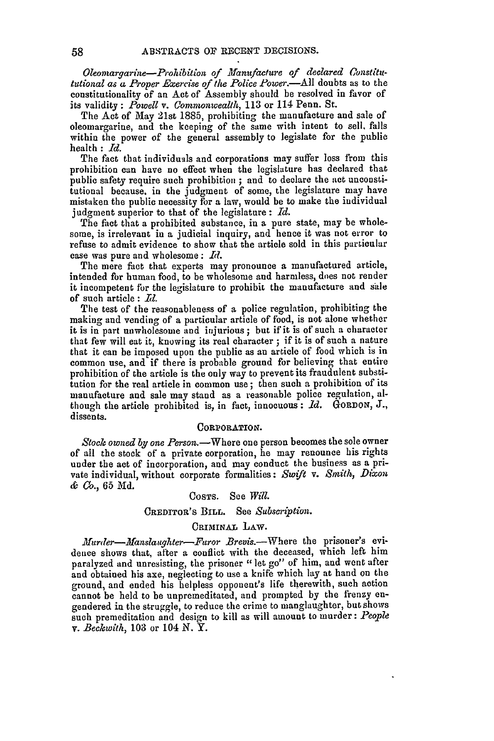*Oleomargarine—Prohibition of Manufacture of declared Constitutional as a Proper Exercise of the Police Power.*—All doubts as to the constitutionality of an Act of Assembly should be resolved in favor of its validity: *Powell* v. *Commonwealth*, 113 or 114 Penn. St.

The Act of May 21st 1885, prohibiting the manufacture and sale of oleomargarine, and the keeping of the same with intent to sell, falls within the power of the general assembly to legislate for the public health: *Id.*

The fact that individuals and corporations may suffer loss from this prohibition can have no effect when the legislature has declared that public safety require such prohibition; and to declare the act unconstitutional because, in the judgment of some, the legislature may have mistaken the public necessity for a law, would be to make the individual judgment superior to that of the legislature: *Id.*

The fact that a prohibited substance, in a pure state, may be wholesome, is irrelevant in a judicial inquiry, and hence it was not error to refuse to admit evidence to show that the article sold in this particular case was pure and wholesome: *Id.*

The mere fact that experts may pronounce a manufactured article, intended for human food, to be wholesome and harmless, does not render it incompetent for the legislature to prohibit the manufacture and sale of such article: *Id.*

The test of the reasonableness of a police regulation, prohibiting the making and vending of a particular article of food, is not alone whether it is in part unwholesome and injurious; but if it is of such a character that few will eat it, knowing its real character; if it is of such a nature that it can be imposed upon the public as an article of food which is in common use, and if there is probable ground for believing that entire prohibition of the article is the only way to prevent its fraudulent substitution for the real article in common use; then such a prohibition of its manufacture and sale may stand as a reasonable police regulation, although the article prohibited is, in fact, innocuous: *Id.* GORDON, J., dissents.

CORPORATION.

*Stock owned by one Person.*—Where one person becomes the sole owner of all the stock of a private corporation, he may renounce his rights under the act of incorporation, and may conduct the business as a private individual, without corporate formalities: *Swift* v. *Smith, Dixon & Co.*, 65 Md.

COSTS. See *Will.*

CREDITOR'S BILL. See *Subscription.*

CRIMINAL LAW.

*Murder—Manslaughter—Furor Brevis.*—Where the prisoner's evidence shows that, after a conflict with the deceased, which left him paralyzed and unresisting, the prisoner "let go" of him, and went after and obtained his axe, neglecting to use a knife which lay at hand on the ground, and ended his helpless opponent's life therewith, such action cannot be held to be unpremeditated, and prompted by the frenzy engendered in the struggle, to reduce the crime to manslaughter, but shows such premeditation and design to kill as will amount to murder: *People* v. *Beckwith*, 103 or 104 N. Y.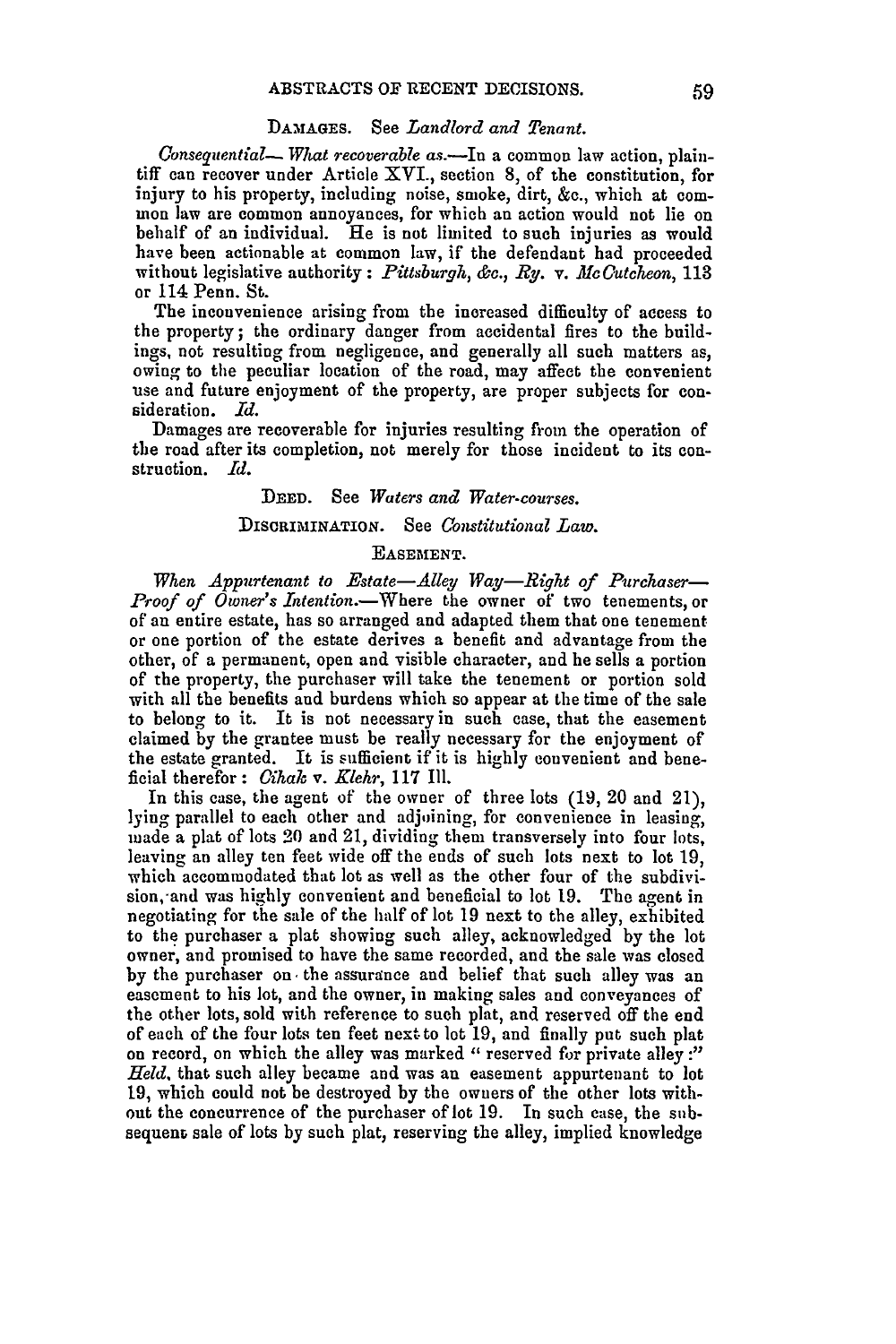DAMAGES. See *Landlord and Tenant.*

*Consequential— What recoverable as.*—In a common law action, plaintiff can recover under Article XVI., section 8, of the constitution, for injury to his property, including noise, smoke, dirt, &c., which at common law are common annoyances, for which an action would not lie on behalf of an individual. He is not limited to such injuries as would have been actionable at common law, if the defendant had proceeded without legislative authority: *Pittsburgh, &c., Ry.* v. *McCutcheon*, 113 or 114 Penn. St.

The inconvenience arising from the increased difficulty of access to the property; the ordinary danger from accidental fires to the buildings, not resulting from negligence, and generally all such matters as, owing to the peculiar location of the road, may affect the convenient use and future enjoyment of the property, are proper subjects for consideration. *Id.*

Damages are recoverable for injuries resulting from the operation of the road after its completion, not merely for those incident to its construction. *Id.*

DEED. See *Waters and Water-courses.*

DISCRIMINATION. See *Constitutional Law.*

EASEMENT.

*When Appurtenant to Estate—Alley Way—Right of Purchaser—Proof of Owner's Intention.*—Where the owner of two tenements, or of an entire estate, has so arranged and adapted them that one tenement or one portion of the estate derives a benefit and advantage from the other, of a permanent, open and visible character, and he sells a portion of the property, the purchaser will take the tenement or portion sold with all the benefits and burdens which so appear at the time of the sale to belong to it. It is not necessary in such case, that the easement claimed by the grantee must be really necessary for the enjoyment of the estate granted. It is sufficient if it is highly convenient and beneficial therefor: *Cihak* v. *Klehr*, 117 Ill.

In this case, the agent of the owner of three lots (19, 20 and 21), lying parallel to each other and adjoining, for convenience in leasing, made a plat of lots 20 and 21, dividing them transversely into four lots, leaving an alley ten feet wide off the ends of such lots next to lot 19, which accommodated that lot as well as the other four of the subdivision, and was highly convenient and beneficial to lot 19. The agent in negotiating for the sale of the half of lot 19 next to the alley, exhibited to the purchaser a plat showing such alley, acknowledged by the lot owner, and promised to have the same recorded, and the sale was closed by the purchaser on the assurance and belief that such alley was an easement to his lot, and the owner, in making sales and conveyances of the other lots, sold with reference to such plat, and reserved off the end of each of the four lots ten feet next to lot 19, and finally put such plat on record, on which the alley was marked "reserved for private alley:" *Held*, that such alley became and was an easement appurtenant to lot 19, which could not be destroyed by the owners of the other lots without the concurrence of the purchaser of lot 19. In such case, the subsequent sale of lots by such plat, reserving the alley, implied knowledge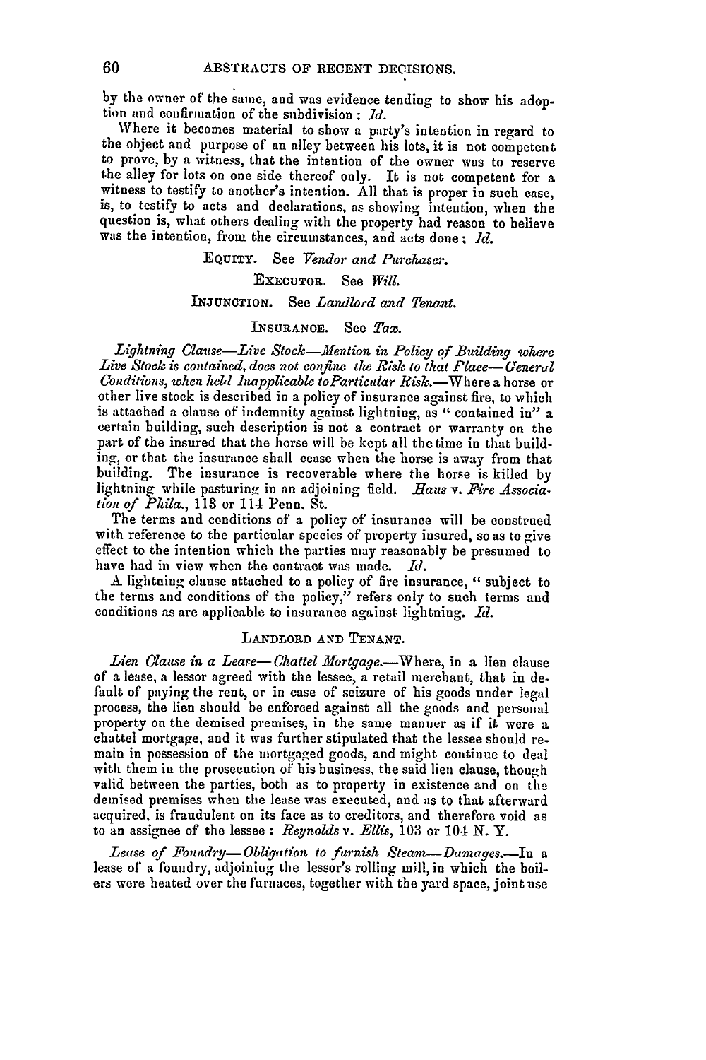by the owner of the same, and was evidence tending to show his adoption and confirmation of the subdivision : *Id.*

Where it becomes material to show a party's intention in regard to the object and purpose of an alley between his lots, it is not competent to prove, by a witness, that the intention of the owner was to reserve the alley for lots on one side thereof only. It is not competent for a witness to testify to another's intention. All that is proper in such case, is, to testify to acts and declarations, as showing intention, when the question is, what others dealing with the property had reason to believe was the intention, from the circumstances, and acts done : *Id.*

EQUITY. See *Vendor and Purchaser.*

EXECUTOR. See *Will.*

INJUNCTION. See *Landlord and Tenant.*

INSURANCE. See *Tax.*

*Lightning Clause—Live Stock—Mention in Policy of Building where Live Stock is contained, does not confine the Risk to that Place—General Conditions, when held Inapplicable to Particular Risk.*—Where a horse or other live stock is described in a policy of insurance against fire, to which is attached a clause of indemnity against lightning, as "contained in" a certain building, such description is not a contract or warranty on the part of the insured that the horse will be kept all the time in that building, or that the insurance shall cease when the horse is away from that building. The insurance is recoverable where the horse is killed by lightning while pasturing in an adjoining field. *Haus* v. *Fire Association of Phila.*, 113 or 114 Penn. St.

The terms and conditions of a policy of insurance will be construed with reference to the particular species of property insured, so as to give effect to the intention which the parties may reasonably be presumed to have had in view when the contract was made. *Id.*

A lightning clause attached to a policy of fire insurance, "subject to the terms and conditions of the policy," refers only to such terms and conditions as are applicable to insurance against lightning. *Id.*

LANDLORD AND TENANT.

*Lien Clause in a Lease—Chattel Mortgage.*—Where, in a lien clause of a lease, a lessor agreed with the lessee, a retail merchant, that in default of paying the rent, or in case of seizure of his goods under legal process, the lien should be enforced against all the goods and personal property on the demised premises, in the same manner as if it were a chattel mortgage, and it was further stipulated that the lessee should remain in possession of the mortgaged goods, and might continue to deal with them in the prosecution of his business, the said lien clause, though valid between the parties, both as to property in existence and on the demised premises when the lease was executed, and as to that afterward acquired, is fraudulent on its face as to creditors, and therefore void as to an assignee of the lessee : *Reynolds* v. *Ellis*, 103 or 104 N. Y.

*Lease of Foundry—Obligation to furnish Steam—Damages.*—In a lease of a foundry, adjoining the lessor's rolling mill, in which the boilers were heated over the furnaces, together with the yard space, joint use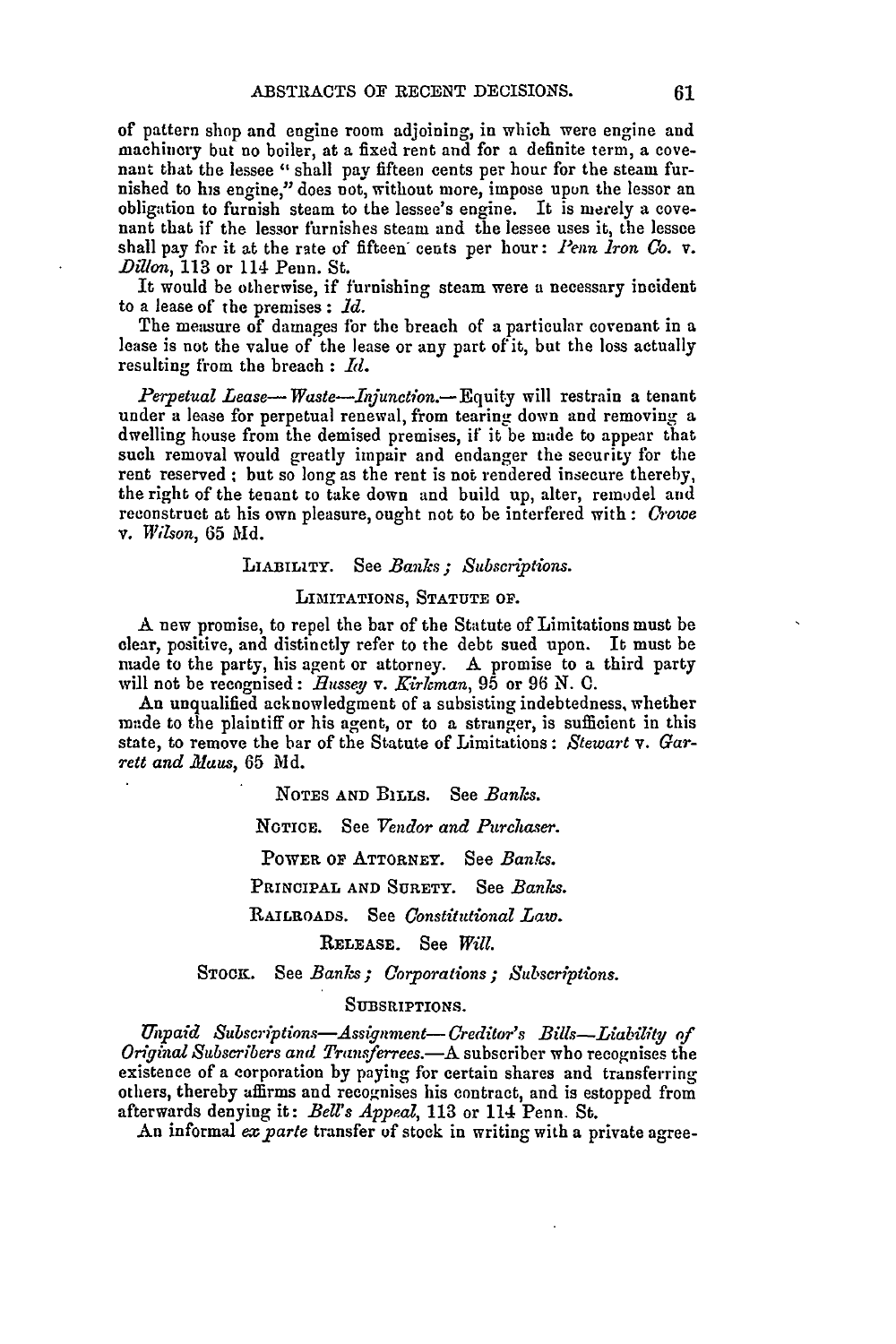of pattern shop and engine room adjoining, in which were engine and machinery but no boiler, at a fixed rent and for a definite term, a covenant that the lessee "shall pay fifteen cents per hour for the steam furnished to his engine," does not, without more, impose upon the lessor an obligation to furnish steam to the lessee's engine. It is merely a covenant that if the lessor furnishes steam and the lessee uses it, the lessee shall pay for it at the rate of fifteen cents per hour: *Penn Iron Co.* v. *Dillon*, 113 or 114 Penn. St.

It would be otherwise, if furnishing steam were a necessary incident to a lease of the premises: *Id.*

The measure of damages for the breach of a particular covenant in a lease is not the value of the lease or any part of it, but the loss actually resulting from the breach: *Id.*

*Perpetual Lease—Waste—Injunction.*—Equity will restrain a tenant under a lease for perpetual renewal, from tearing down and removing a dwelling house from the demised premises, if it be made to appear that such removal would greatly impair and endanger the security for the rent reserved; but so long as the rent is not rendered insecure thereby, the right of the tenant to take down and build up, alter, remodel and reconstruct at his own pleasure, ought not to be interfered with: *Crowe* v. *Wilson*, 65 Md.

LIABILITY. See *Banks; Subscriptions.*

LIMITATIONS, STATUTE OF.

A new promise, to repel the bar of the Statute of Limitations must be clear, positive, and distinctly refer to the debt sued upon. It must be made to the party, his agent or attorney. A promise to a third party will not be recognised: *Hussey* v. *Kirkman*, 95 or 96 N. C.

An unqualified acknowledgment of a subsisting indebtedness, whether made to the plaintiff or his agent, or to a stranger, is sufficient in this state, to remove the bar of the Statute of Limitations: *Stewart* v. *Garrett and Maus*, 65 Md.

NOTES AND BILLS. See *Banks.*

NOTICE. See *Vendor and Purchaser.*

POWER OF ATTORNEY. See *Banks.*

PRINCIPAL AND SURETY. See *Banks.*

RAILROADS. See *Constitutional Law.*

RELEASE. See *Will.*

STOCK. See *Banks; Corporations; Subscriptions.*

SUBSRIPTIONS.

*Unpaid Subscriptions—Assignment—Creditor's Bills—Liability of Original Subscribers and Transferees.*—A subscriber who recognises the existence of a corporation by paying for certain shares and transferring others, thereby affirms and recognises his contract, and is estopped from afterwards denying it: *Bell's Appeal*, 113 or 114 Penn. St.

An informal *ex parte* transfer of stock in writing with a private agree-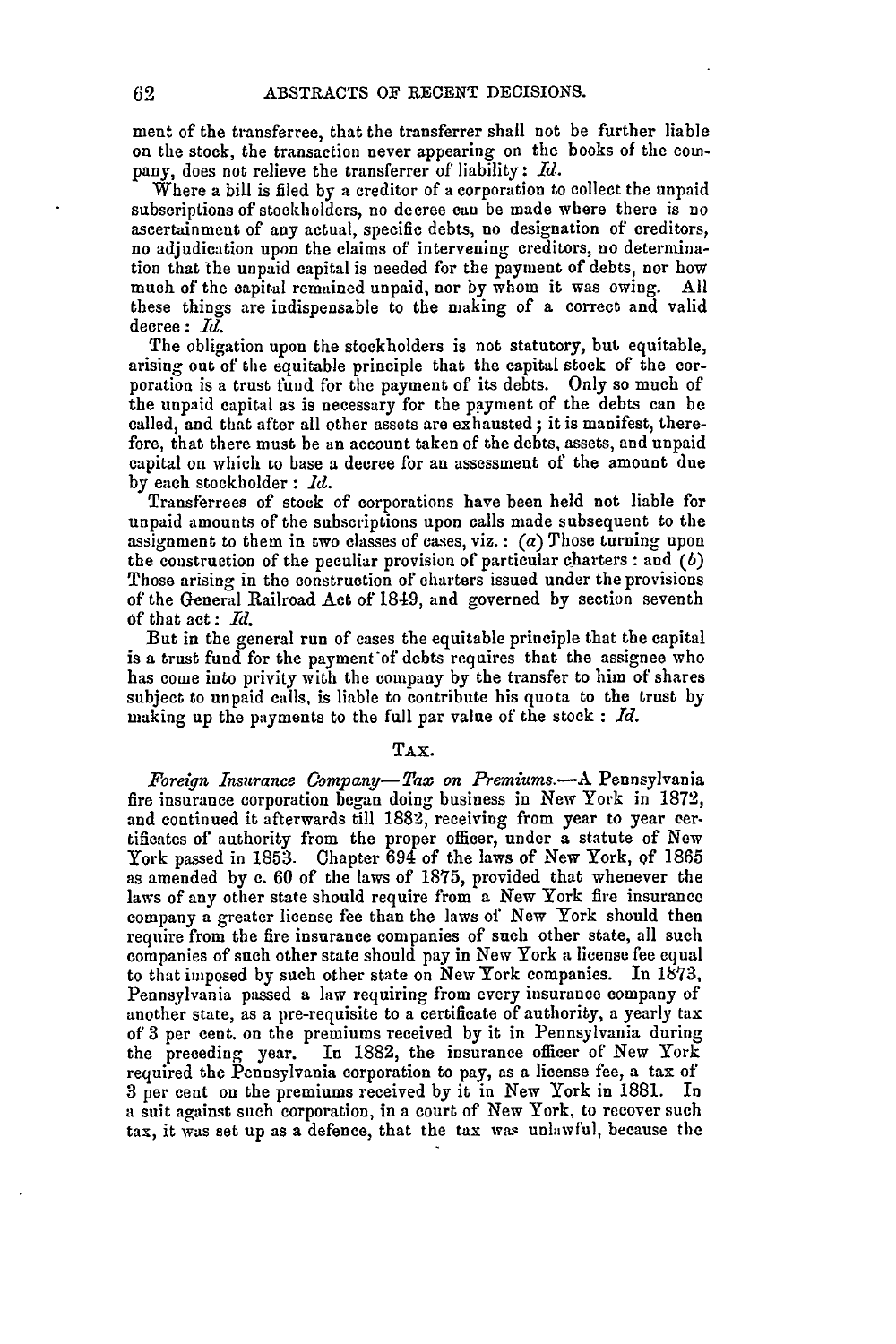ment of the transferree, that the transferrer shall not be further liable on the stock, the transaction never appearing on the books of the company, does not relieve the transferrer of liability: *Id.*

Where a bill is filed by a creditor of a corporation to collect the unpaid subscriptions of stockholders, no decree can be made where there is no ascertainment of any actual, specific debts, no designation of creditors, no adjudication upon the claims of intervening creditors, no determination that the unpaid capital is needed for the payment of debts, nor how much of the capital remained unpaid, nor by whom it was owing. All these things are indispensable to the making of a correct and valid decree: *Id.*

The obligation upon the stockholders is not statutory, but equitable, arising out of the equitable principle that the capital stock of the corporation is a trust fund for the payment of its debts. Only so much of the unpaid capital as is necessary for the payment of the debts can be called, and that after all other assets are exhausted; it is manifest, therefore, that there must be an account taken of the debts, assets, and unpaid capital on which to base a decree for an assessment of the amount due by each stockholder: *Id.*

Transferrees of stock of corporations have been held not liable for unpaid amounts of the subscriptions upon calls made subsequent to the assignment to them in two classes of cases, viz.: (*a*) Those turning upon the construction of the peculiar provision of particular charters: and (*b*) Those arising in the construction of charters issued under the provisions of the General Railroad Act of 1849, and governed by section seventh of that act: *Id.*

But in the general run of cases the equitable principle that the capital is a trust fund for the payment of debts requires that the assignee who has come into privity with the company by the transfer to him of shares subject to unpaid calls, is liable to contribute his quota to the trust by making up the payments to the full par value of the stock: *Id.*

## TAX.

*Foreign Insurance Company—Tax on Premiums.*—A Pennsylvania fire insurance corporation began doing business in New York in 1872, and continued it afterwards till 1882, receiving from year to year certificates of authority from the proper officer, under a statute of New York passed in 1853. Chapter 694 of the laws of New York, of 1865 as amended by c. 60 of the laws of 1875, provided that whenever the laws of any other state should require from a New York fire insurance company a greater license fee than the laws of New York should then require from the fire insurance companies of such other state, all such companies of such other state should pay in New York a license fee equal to that imposed by such other state on New York companies. In 1873, Pennsylvania passed a law requiring from every insurance company of another state, as a pre-requisite to a certificate of authority, a yearly tax of 3 per cent. on the premiums received by it in Pennsylvania during the preceding year. In 1882, the insurance officer of New York required the Pennsylvania corporation to pay, as a license fee, a tax of 3 per cent on the premiums received by it in New York in 1881. In a suit against such corporation, in a court of New York, to recover such tax, it was set up as a defence, that the tax was unlawful, because the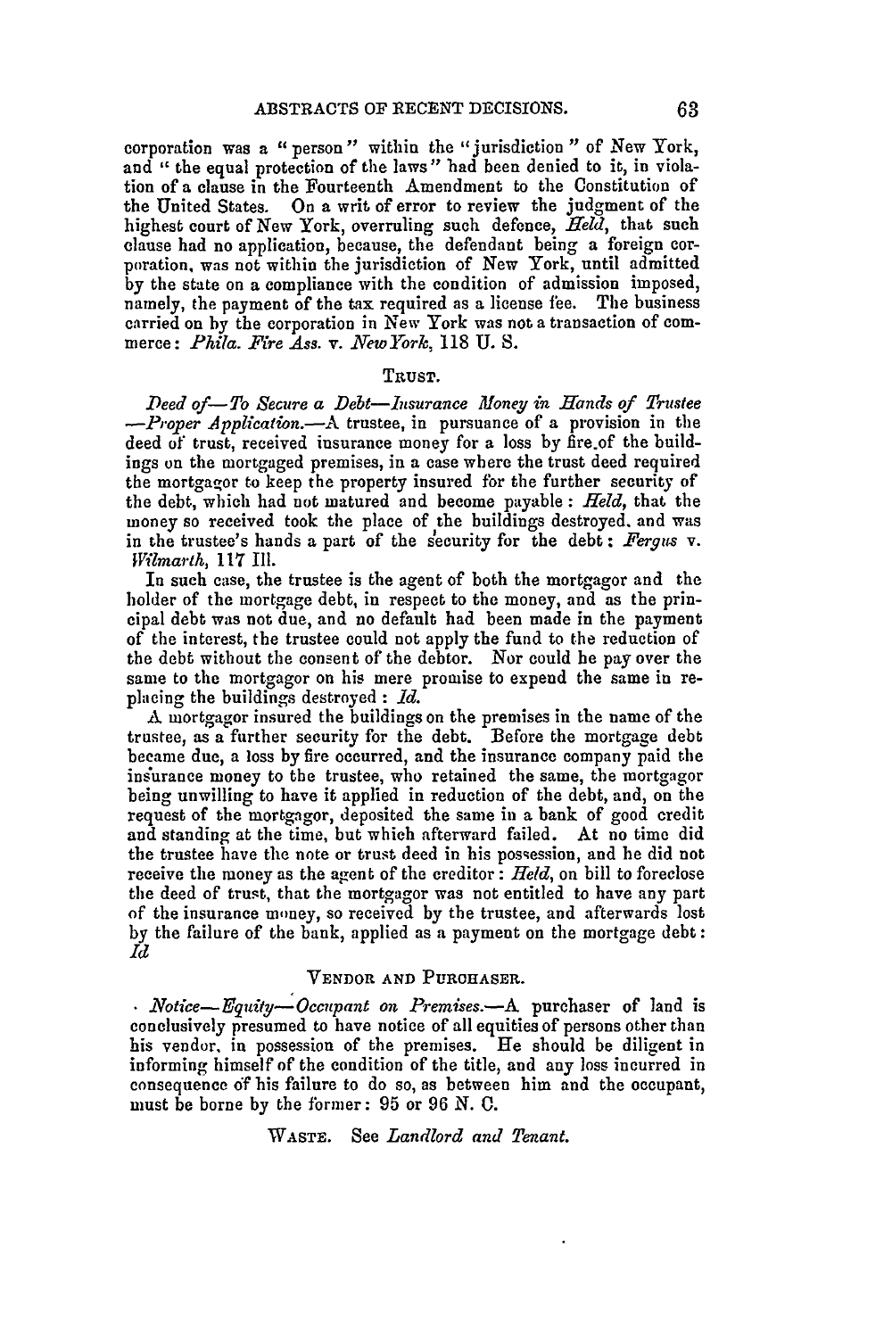corporation was a "person" within the "jurisdiction" of New York, and "the equal protection of the laws" had been denied to it, in violation of a clause in the Fourteenth Amendment to the Constitution of the United States. On a writ of error to review the judgment of the highest court of New York, overruling such defence, *Held*, that such clause had no application, because, the defendant being a foreign corporation, was not within the jurisdiction of New York, until admitted by the state on a compliance with the condition of admission imposed, namely, the payment of the tax required as a license fee. The business carried on by the corporation in New York was not a transaction of commerce: *Phila. Fire Ass. v. New York*, 118 U. S.

### TRUST.

*Deed of—To Secure a Debt—Insurance Money in Hands of Trustee—Proper Application.*—A trustee, in pursuance of a provision in the deed of trust, received insurance money for a loss by fire of the buildings on the mortgaged premises, in a case where the trust deed required the mortgagor to keep the property insured for the further security of the debt, which had not matured and become payable: *Held*, that the money so received took the place of the buildings destroyed, and was in the trustee's hands a part of the security for the debt: *Fergus v. Wilmarth*, 117 Ill.

In such case, the trustee is the agent of both the mortgagor and the holder of the mortgage debt, in respect to the money, and as the principal debt was not due, and no default had been made in the payment of the interest, the trustee could not apply the fund to the reduction of the debt without the consent of the debtor. Nor could he pay over the same to the mortgagor on his mere promise to expend the same in replacing the buildings destroyed: *Id.*

A mortgagor insured the buildings on the premises in the name of the trustee, as a further security for the debt. Before the mortgage debt became due, a loss by fire occurred, and the insurance company paid the insurance money to the trustee, who retained the same, the mortgagor being unwilling to have it applied in reduction of the debt, and, on the request of the mortgagor, deposited the same in a bank of good credit and standing at the time, but which afterward failed. At no time did the trustee have the note or trust deed in his possession, and he did not receive the money as the agent of the creditor: *Held*, on bill to foreclose the deed of trust, that the mortgagor was not entitled to have any part of the insurance money, so received by the trustee, and afterwards lost by the failure of the bank, applied as a payment on the mortgage debt: *Id*

### VENDOR AND PURCHASER.

*Notice—Equity—Occupant on Premises.*—A purchaser of land is conclusively presumed to have notice of all equities of persons other than his vendor, in possession of the premises. He should be diligent in informing himself of the condition of the title, and any loss incurred in consequence of his failure to do so, as between him and the occupant, must be borne by the former: 95 or 96 N. C.

WASTE. See *Landlord and Tenant.*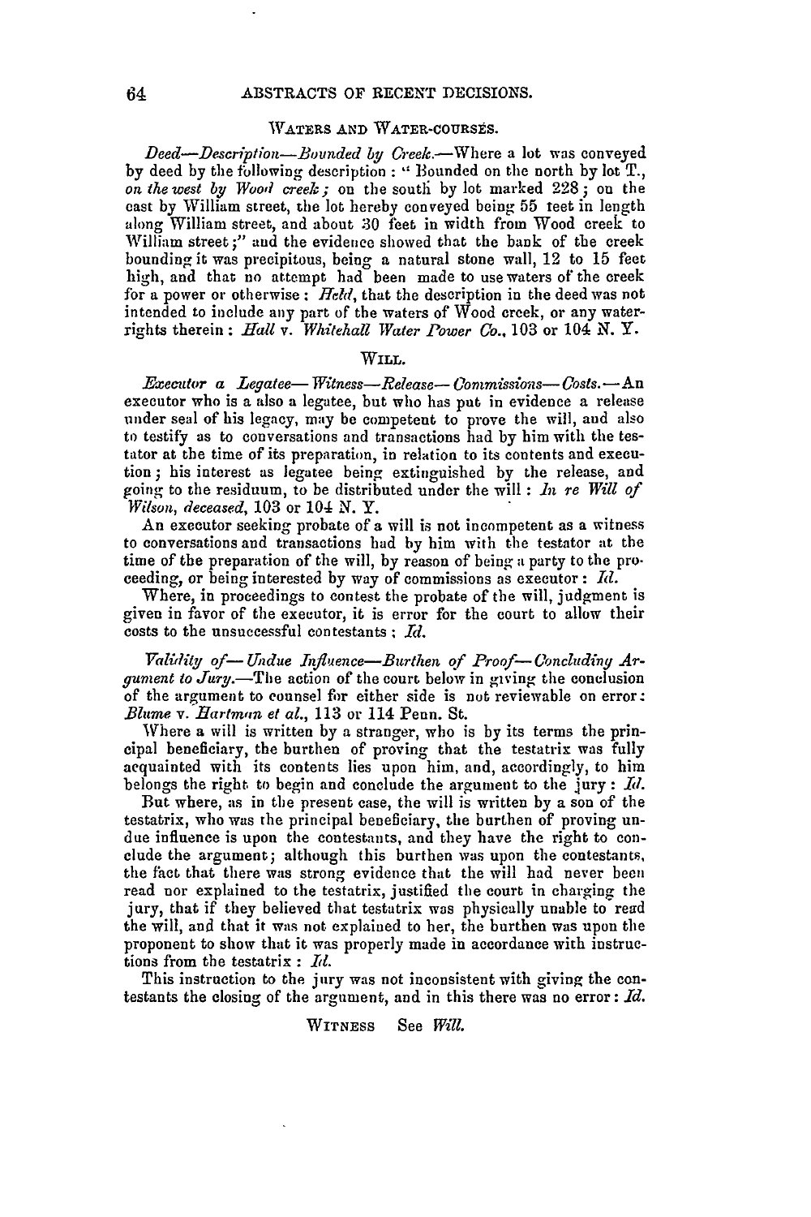### WATERS AND WATER-COURSES.

*Deed—Description—Bounded by Creek.*—Where a lot was conveyed by deed by the following description : " Bounded on the north by lot T., *on the west by Wood creek* ; on the south by lot marked 228 ; on the east by William street, the lot hereby conveyed being 55 feet in length along William street, and about 30 feet in width from Wood creek to William street ;" and the evidence showed that the bank of the creek bounding it was precipitous, being a natural stone wall, 12 to 15 feet high, and that no attempt had been made to use waters of the creek for a power or otherwise : *Held*, that the description in the deed was not intended to include any part of the waters of Wood creek, or any water-rights therein : *Hall* v. *Whitehall Water Power Co.*, 103 or 104 N. Y.

### WILL.

*Executor a Legatee—Witness—Release—Commissions—Costs.*—An executor who is a also a legatee, but who has put in evidence a release under seal of his legacy, may be competent to prove the will, and also to testify as to conversations and transactions had by him with the testator at the time of its preparation, in relation to its contents and execution ; his interest as legatee being extinguished by the release, and going to the residuum, to be distributed under the will : *In re Will of Wilson, deceased*, 103 or 104 N. Y.

An executor seeking probate of a will is not incompetent as a witness to conversations and transactions had by him with the testator at the time of the preparation of the will, by reason of being a party to the proceeding, or being interested by way of commissions as executor : *Id.*

Where, in proceedings to contest the probate of the will, judgment is given in favor of the executor, it is error for the court to allow their costs to the unsuccessful contestants ; *Id.*

*Validity of—Undue Influence—Burthen of Proof—Concluding Argument to Jury.*—The action of the court below in giving the conclusion of the argument to counsel for either side is not reviewable on error : *Blume* v. *Hartman et al.*, 113 or 114 Penn. St.

Where a will is written by a stranger, who is by its terms the principal beneficiary, the burthen of proving that the testatrix was fully acquainted with its contents lies upon him, and, accordingly, to him belongs the right to begin and conclude the argument to the jury : *Id.*

But where, as in the present case, the will is written by a son of the testatrix, who was the principal beneficiary, the burthen of proving undue influence is upon the contestants, and they have the right to conclude the argument ; although this burthen was upon the contestants, the fact that there was strong evidence that the will had never been read nor explained to the testatrix, justified the court in charging the jury, that if they believed that testatrix was physically unable to read the will, and that it was not explained to her, the burthen was upon the proponent to show that it was properly made in accordance with instructions from the testatrix : *Id.*

This instruction to the jury was not inconsistent with giving the contestants the closing of the argument, and in this there was no error : *Id.*

WITNESS See *Will.*